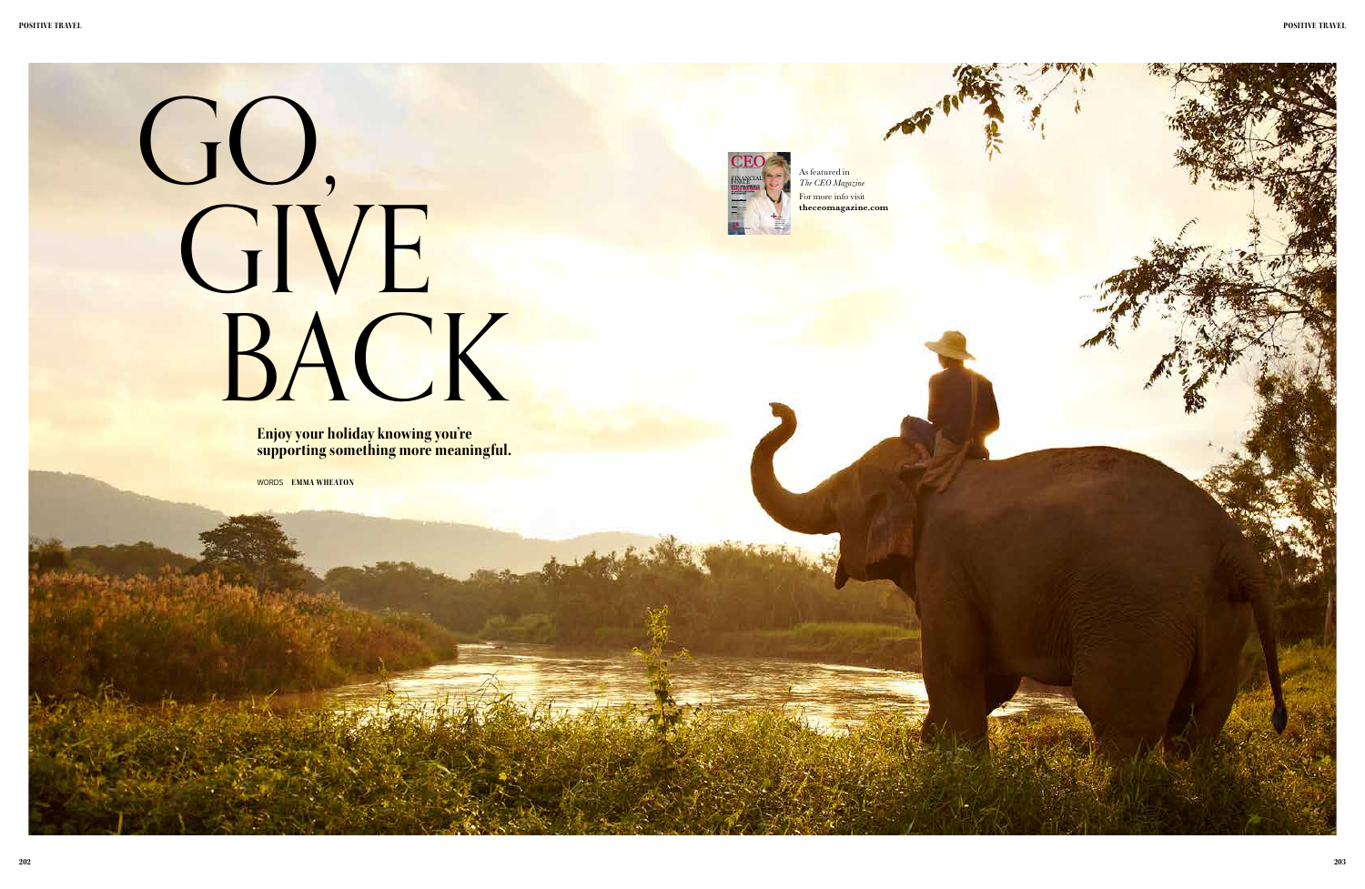# GO, GIVE BACK

**Enjoy your holiday knowing you're supporting something more meaningful.**

WORDS **EMMA WHEATON**

As featured in *The CEO Magazine*
For more info visit **theceomagazine.com**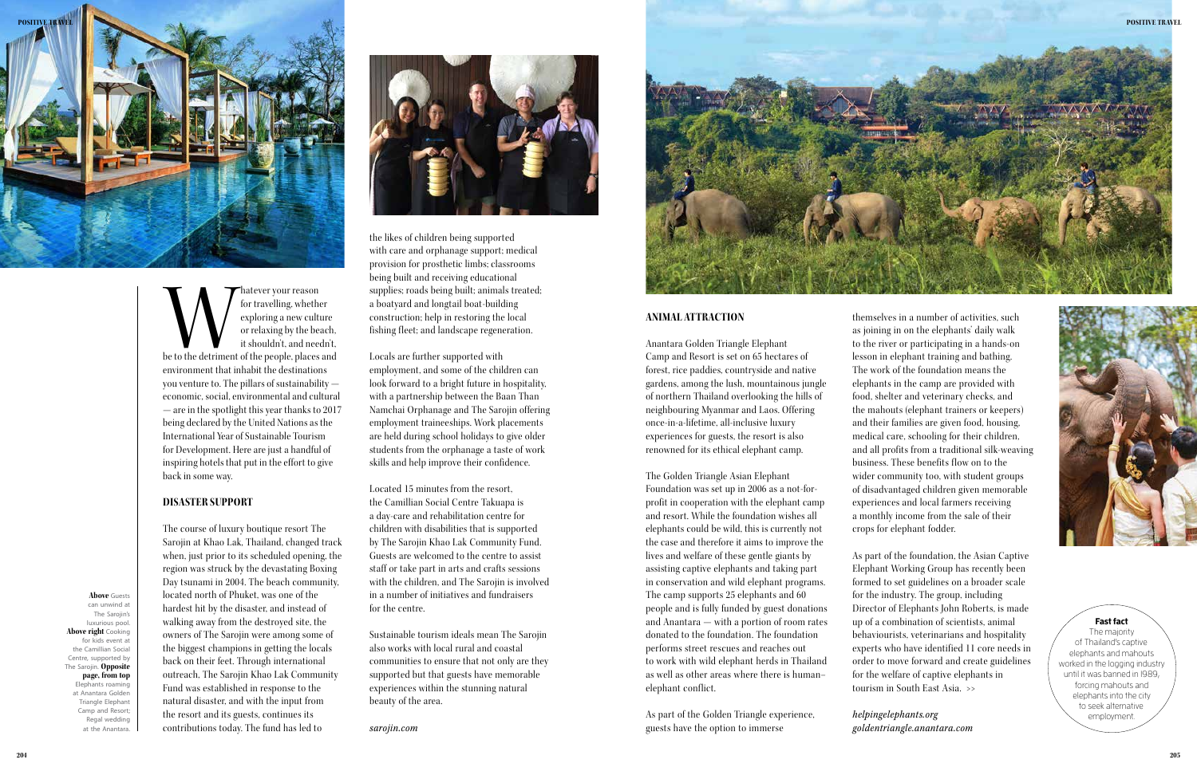Whatever your reason for travelling, whether exploring a new culture or relaxing by the beach, it shouldn't, and needn't, be to the detriment of the people, places and environment that inhabit the destinations you venture to. The pillars of sustainability — economic, social, environmental and cultural — are in the spotlight this year thanks to 2017 being declared by the United Nations as the International Year of Sustainable Tourism for Development. Here are just a handful of inspiring hotels that put in the effort to give back in some way.

## DISASTER SUPPORT

The course of luxury boutique resort The Sarojin at Khao Lak, Thailand, changed track when, just prior to its scheduled opening, the region was struck by the devastating Boxing Day tsunami in 2004. The beach community, located north of Phuket, was one of the hardest hit by the disaster, and instead of walking away from the destroyed site, the owners of The Sarojin were among some of the biggest champions in getting the locals back on their feet. Through international outreach, The Sarojin Khao Lak Community Fund was established in response to the natural disaster, and with the input from the resort and its guests, continues its contributions today. The fund has led to the likes of children being supported with care and orphanage support; medical provision for prosthetic limbs; classrooms being built and receiving educational supplies; roads being built; animals treated; a boatyard and longtail boat-building construction; help in restoring the local fishing fleet; and landscape regeneration.

Locals are further supported with employment, and some of the children can look forward to a bright future in hospitality, with a partnership between the Baan Than Namchai Orphanage and The Sarojin offering employment traineeships. Work placements are held during school holidays to give older students from the orphanage a taste of work skills and help improve their confidence.

Located 15 minutes from the resort, the Camillian Social Centre Takuapa is a day-care and rehabilitation centre for children with disabilities that is supported by The Sarojin Khao Lak Community Fund. Guests are welcomed to the centre to assist staff or take part in arts and crafts sessions with the children, and The Sarojin is involved in a number of initiatives and fundraisers for the centre.

Sustainable tourism ideals mean The Sarojin also works with local rural and coastal communities to ensure that not only are they supported but that guests have memorable experiences within the stunning natural beauty of the area.

*sarojin.com*

**Above** Guests can unwind at The Sarojin's luxurious pool. **Above right** Cooking for kids event at the Camillian Social Centre, supported by The Sarojin. **Opposite page, from top** Elephants roaming at Anantara Golden Triangle Elephant Camp and Resort; Regal wedding at the Anantara.

## ANIMAL ATTRACTION

Anantara Golden Triangle Elephant Camp and Resort is set on 65 hectares of forest, rice paddies, countryside and native gardens, among the lush, mountainous jungle of northern Thailand overlooking the hills of neighbouring Myanmar and Laos. Offering once-in-a-lifetime, all-inclusive luxury experiences for guests, the resort is also renowned for its ethical elephant camp.

The Golden Triangle Asian Elephant Foundation was set up in 2006 as a not-for-profit in cooperation with the elephant camp and resort. While the foundation wishes all elephants could be wild, this is currently not the case and therefore it aims to improve the lives and welfare of these gentle giants by assisting captive elephants and taking part in conservation and wild elephant programs. The camp supports 25 elephants and 60 people and is fully funded by guest donations and Anantara — with a portion of room rates donated to the foundation. The foundation performs street rescues and reaches out to work with wild elephant herds in Thailand as well as other areas where there is human–elephant conflict.

As part of the Golden Triangle experience, guests have the option to immerse themselves in a number of activities, such as joining in on the elephants' daily walk to the river or participating in a hands-on lesson in elephant training and bathing. The work of the foundation means the elephants in the camp are provided with food, shelter and veterinary checks, and the mahouts (elephant trainers or keepers) and their families are given food, housing, medical care, schooling for their children, and all profits from a traditional silk-weaving business. These benefits flow on to the wider community too, with student groups of disadvantaged children given memorable experiences and local farmers receiving a monthly income from the sale of their crops for elephant fodder.

As part of the foundation, the Asian Captive Elephant Working Group has recently been formed to set guidelines on a broader scale for the industry. The group, including Director of Elephants John Roberts, is made up of a combination of scientists, animal behaviourists, veterinarians and hospitality experts who have identified 11 core needs in order to move forward and create guidelines for the welfare of captive elephants in tourism in South East Asia. >>

*helpingelephants.org*
*goldentriangle.anantara.com*

**Fast fact**

The majority of Thailand's captive elephants and mahouts worked in the logging industry until it was banned in 1989, forcing mahouts and elephants into the city to seek alternative employment.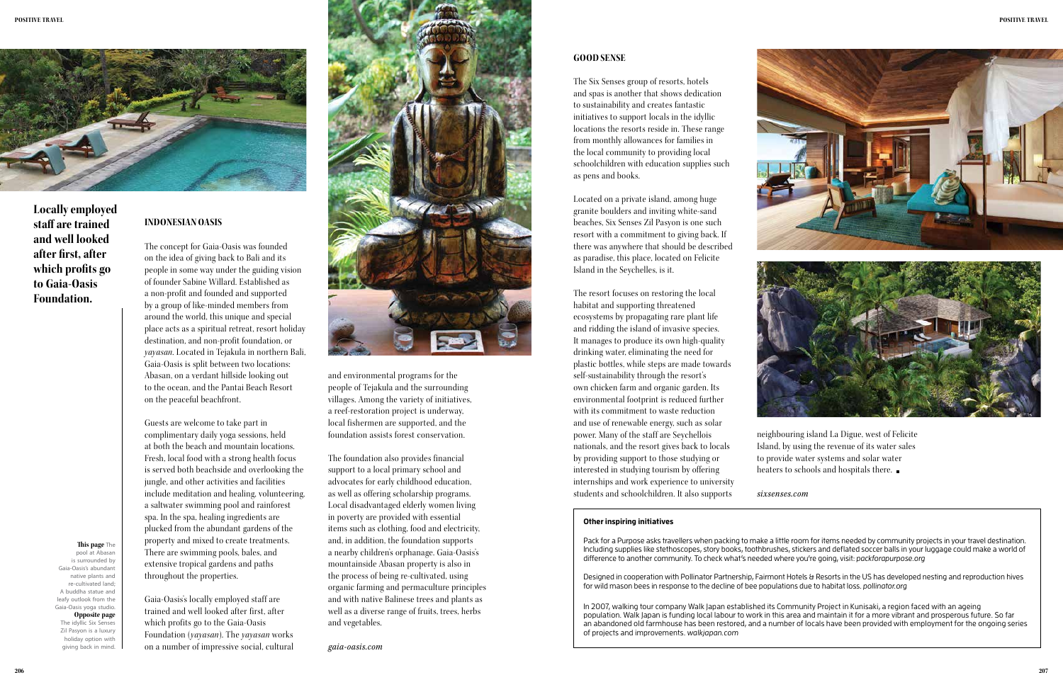**Locally employed staff are trained and well looked after first, after which profits go to Gaia-Oasis Foundation.**

## INDONESIAN OASIS

The concept for Gaia-Oasis was founded on the idea of giving back to Bali and its people in some way under the guiding vision of founder Sabine Willard. Established as a non-profit and founded and supported by a group of like-minded members from around the world, this unique and special place acts as a spiritual retreat, resort holiday destination, and non-profit foundation, or *yayasan*. Located in Tejakula in northern Bali, Gaia-Oasis is split between two locations: Abasan, on a verdant hillside looking out to the ocean, and the Pantai Beach Resort on the peaceful beachfront.

Guests are welcome to take part in complimentary daily yoga sessions, held at both the beach and mountain locations. Fresh, local food with a strong health focus is served both beachside and overlooking the jungle, and other activities and facilities include meditation and healing, volunteering, a saltwater swimming pool and rainforest spa. In the spa, healing ingredients are plucked from the abundant gardens of the property and mixed to create treatments. There are swimming pools, bales, and extensive tropical gardens and paths throughout the properties.

Gaia-Oasis's locally employed staff are trained and well looked after first, after which profits go to the Gaia-Oasis Foundation (*yayasan*). The *yayasan* works on a number of impressive social, cultural and environmental programs for the people of Tejakula and the surrounding villages. Among the variety of initiatives, a reef-restoration project is underway, local fishermen are supported, and the foundation assists forest conservation.

The foundation also provides financial support to a local primary school and advocates for early childhood education, as well as offering scholarship programs. Local disadvantaged elderly women living in poverty are provided with essential items such as clothing, food and electricity, and, in addition, the foundation supports a nearby children's orphanage. Gaia-Oasis's mountainside Abasan property is also in the process of being re-cultivated, using organic farming and permaculture principles and with native Balinese trees and plants as well as a diverse range of fruits, trees, herbs and vegetables.

*gaia-oasis.com*

**This page** The pool at Abasan is surrounded by Gaia-Oasis's abundant native plants and re-cultivated land; A buddha statue and leafy outlook from the Gaia-Oasis yoga studio. **Opposite page** The idyllic Six Senses Zil Pasyon is a luxury holiday option with giving back in mind.

## GOOD SENSE

The Six Senses group of resorts, hotels and spas is another that shows dedication to sustainability and creates fantastic initiatives to support locals in the idyllic locations the resorts reside in. These range from monthly allowances for families in the local community to providing local schoolchildren with education supplies such as pens and books.

Located on a private island, among huge granite boulders and inviting white-sand beaches, Six Senses Zil Pasyon is one such resort with a commitment to giving back. If there was anywhere that should be described as paradise, this place, located on Felicite Island in the Seychelles, is it.

The resort focuses on restoring the local habitat and supporting threatened ecosystems by propagating rare plant life and ridding the island of invasive species. It manages to produce its own high-quality drinking water, eliminating the need for plastic bottles, while steps are made towards self-sustainability through the resort's own chicken farm and organic garden. Its environmental footprint is reduced further with its commitment to waste reduction and use of renewable energy, such as solar power. Many of the staff are Seychellois nationals, and the resort gives back to locals by providing support to those studying or interested in studying tourism by offering internships and work experience to university students and schoolchildren. It also supports neighbouring island La Digue, west of Felicite Island, by using the revenue of its water sales to provide water systems and solar water heaters to schools and hospitals there.

*sixsenses.com*

**Other inspiring initiatives**

Pack for a Purpose asks travellers when packing to make a little room for items needed by community projects in your travel destination. Including supplies like stethoscopes, story books, toothbrushes, stickers and deflated soccer balls in your luggage could make a world of difference to another community. To check what's needed where you're going, visit: *packforapurpose.org*

Designed in cooperation with Pollinator Partnership, Fairmont Hotels & Resorts in the US has developed nesting and reproduction hives for wild mason bees in response to the decline of bee populations due to habitat loss. *pollinator.org*

In 2007, walking tour company Walk Japan established its Community Project in Kunisaki, a region faced with an ageing population. Walk Japan is funding local labour to work in this area and maintain it for a more vibrant and prosperous future. So far an abandoned old farmhouse has been restored, and a number of locals have been provided with employment for the ongoing series of projects and improvements. *walkjapan.com*